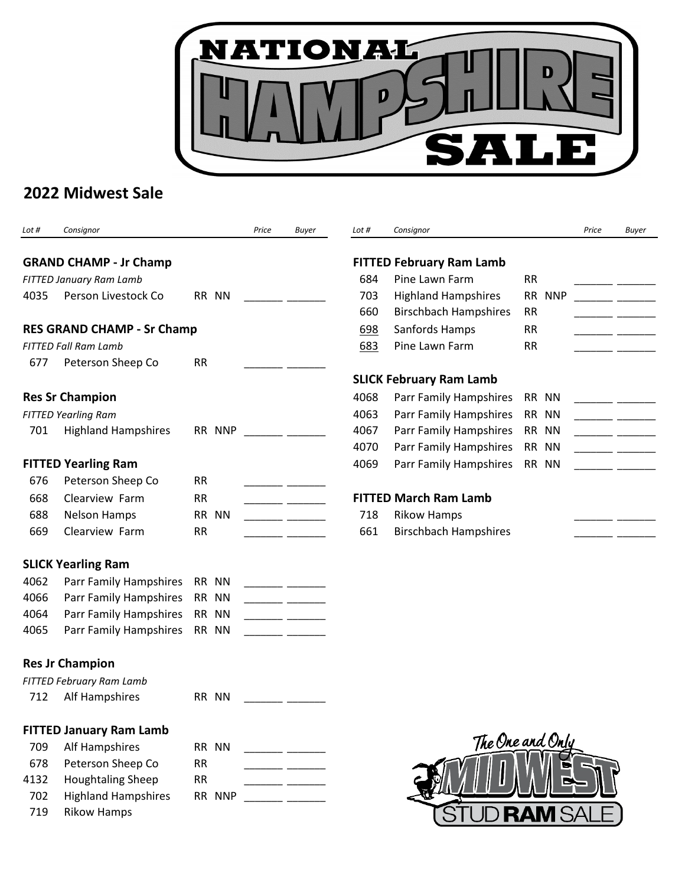NATIONAL HAMPSHIRE SALE

## 2022 Midwest Sale

| Lot # | Consignor | | | Price | Buyer |
|---|---|---|---|---|---|
| **GRAND CHAMP - Jr Champ** | | | | | |
| *FITTED January Ram Lamb* | | | | | |
| 4035 | Person Livestock Co | RR | NN | ______ | ______ |
| **RES GRAND CHAMP - Sr Champ** | | | | | |
| *FITTED Fall Ram Lamb* | | | | | |
| 677 | Peterson Sheep Co | RR | | ______ | ______ |
| **Res Sr Champion** | | | | | |
| *FITTED Yearling Ram* | | | | | |
| 701 | Highland Hampshires | RR | NNP | ______ | ______ |
| **FITTED Yearling Ram** | | | | | |
| 676 | Peterson Sheep Co | RR | | ______ | ______ |
| 668 | Clearview Farm | RR | | ______ | ______ |
| 688 | Nelson Hamps | RR | NN | ______ | ______ |
| 669 | Clearview Farm | RR | | ______ | ______ |
| **SLICK Yearling Ram** | | | | | |
| 4062 | Parr Family Hampshires | RR | NN | ______ | ______ |
| 4066 | Parr Family Hampshires | RR | NN | ______ | ______ |
| 4064 | Parr Family Hampshires | RR | NN | ______ | ______ |
| 4065 | Parr Family Hampshires | RR | NN | ______ | ______ |
| **Res Jr Champion** | | | | | |
| *FITTED February Ram Lamb* | | | | | |
| 712 | Alf Hampshires | RR | NN | ______ | ______ |
| **FITTED January Ram Lamb** | | | | | |
| 709 | Alf Hampshires | RR | NN | ______ | ______ |
| 678 | Peterson Sheep Co | RR | | ______ | ______ |
| 4132 | Houghtaling Sheep | RR | | ______ | ______ |
| 702 | Highland Hampshires | RR | NNP | ______ | ______ |
| 719 | Rikow Hamps | | | | |
| **FITTED February Ram Lamb** | | | | | |
| 684 | Pine Lawn Farm | RR | | ______ | ______ |
| 703 | Highland Hampshires | RR | NNP | ______ | ______ |
| 660 | Birschbach Hampshires | RR | | ______ | ______ |
| 698 | Sanfords Hamps | RR | | ______ | ______ |
| 683 | Pine Lawn Farm | RR | | ______ | ______ |
| **SLICK February Ram Lamb** | | | | | |
| 4068 | Parr Family Hampshires | RR | NN | ______ | ______ |
| 4063 | Parr Family Hampshires | RR | NN | ______ | ______ |
| 4067 | Parr Family Hampshires | RR | NN | ______ | ______ |
| 4070 | Parr Family Hampshires | RR | NN | ______ | ______ |
| 4069 | Parr Family Hampshires | RR | NN | ______ | ______ |
| **FITTED March Ram Lamb** | | | | | |
| 718 | Rikow Hamps | | | ______ | ______ |
| 661 | Birschbach Hampshires | | | ______ | ______ |

The One and Only MIDWEST STUD RAM SALE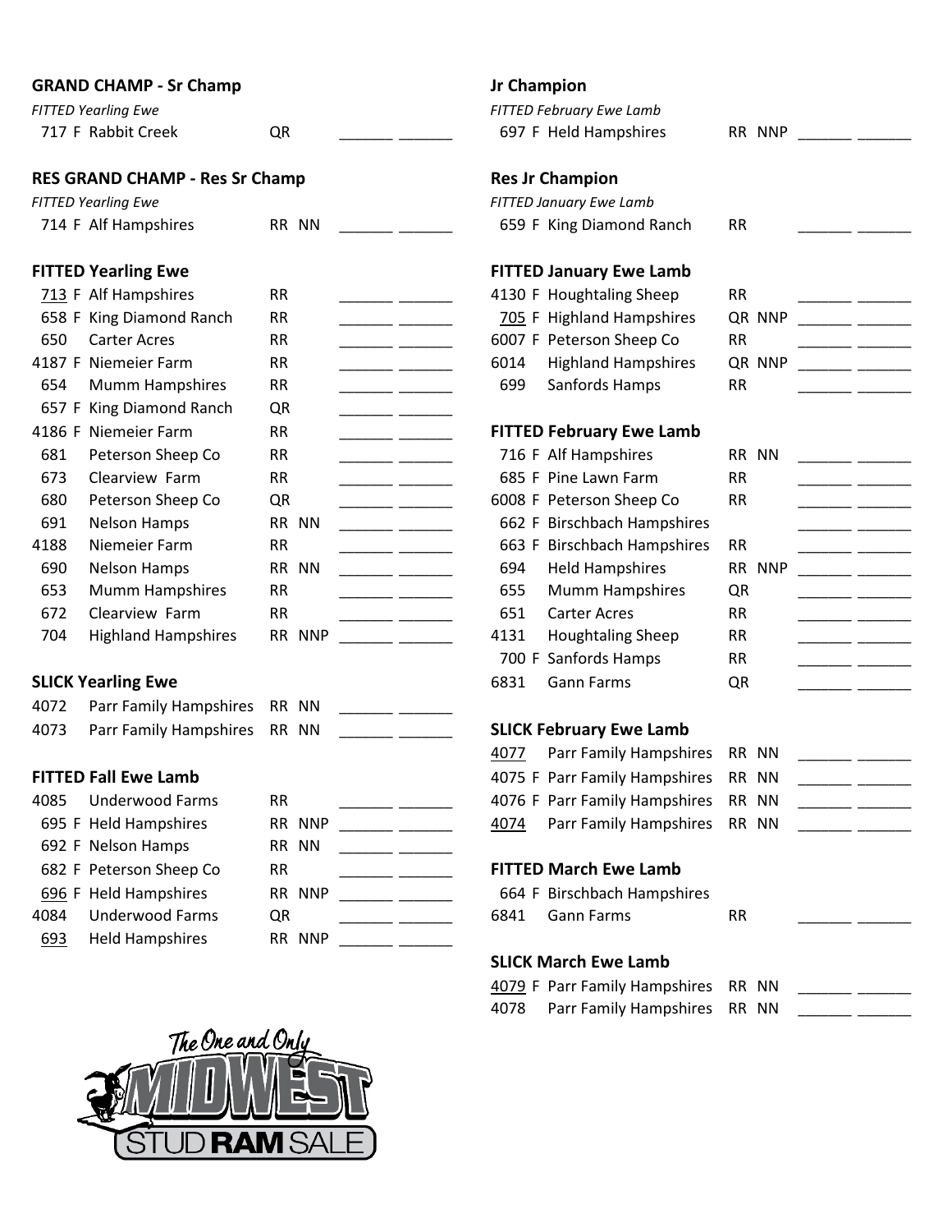**GRAND CHAMP - Sr Champ**

*FITTED Yearling Ewe*

| | | | | |
|---|---|---|---|---|
| 717 | F | Rabbit Creek | QR | |

**RES GRAND CHAMP - Res Sr Champ**

*FITTED Yearling Ewe*

| | | | | |
|---|---|---|---|---|
| 714 | F | Alf Hampshires | RR | NN |

**FITTED Yearling Ewe**

| | | | | |
|---|---|---|---|---|
| 713 | F | Alf Hampshires | RR | |
| 658 | F | King Diamond Ranch | RR | |
| 650 | | Carter Acres | RR | |
| 4187 | F | Niemeier Farm | RR | |
| 654 | | Mumm Hampshires | RR | |
| 657 | F | King Diamond Ranch | QR | |
| 4186 | F | Niemeier Farm | RR | |
| 681 | | Peterson Sheep Co | RR | |
| 673 | | Clearview Farm | RR | |
| 680 | | Peterson Sheep Co | QR | |
| 691 | | Nelson Hamps | RR | NN |
| 4188 | | Niemeier Farm | RR | |
| 690 | | Nelson Hamps | RR | NN |
| 653 | | Mumm Hampshires | RR | |
| 672 | | Clearview Farm | RR | |
| 704 | | Highland Hampshires | RR | NNP |

**SLICK Yearling Ewe**

| | | | | |
|---|---|---|---|---|
| 4072 | | Parr Family Hampshires | RR | NN |
| 4073 | | Parr Family Hampshires | RR | NN |

**FITTED Fall Ewe Lamb**

| | | | | |
|---|---|---|---|---|
| 4085 | | Underwood Farms | RR | |
| 695 | F | Held Hampshires | RR | NNP |
| 692 | F | Nelson Hamps | RR | NN |
| 682 | F | Peterson Sheep Co | RR | |
| 696 | F | Held Hampshires | RR | NNP |
| 4084 | | Underwood Farms | QR | |
| 693 | | Held Hampshires | RR | NNP |

**Jr Champion**

*FITTED February Ewe Lamb*

| | | | | |
|---|---|---|---|---|
| 697 | F | Held Hampshires | RR | NNP |

**Res Jr Champion**

*FITTED January Ewe Lamb*

| | | | | |
|---|---|---|---|---|
| 659 | F | King Diamond Ranch | RR | |

**FITTED January Ewe Lamb**

| | | | | |
|---|---|---|---|---|
| 4130 | F | Houghtaling Sheep | RR | |
| 705 | F | Highland Hampshires | QR | NNP |
| 6007 | F | Peterson Sheep Co | RR | |
| 6014 | | Highland Hampshires | QR | NNP |
| 699 | | Sanfords Hamps | RR | |

**FITTED February Ewe Lamb**

| | | | | |
|---|---|---|---|---|
| 716 | F | Alf Hampshires | RR | NN |
| 685 | F | Pine Lawn Farm | RR | |
| 6008 | F | Peterson Sheep Co | RR | |
| 662 | F | Birschbach Hampshires | | |
| 663 | F | Birschbach Hampshires | RR | |
| 694 | | Held Hampshires | RR | NNP |
| 655 | | Mumm Hampshires | QR | |
| 651 | | Carter Acres | RR | |
| 4131 | | Houghtaling Sheep | RR | |
| 700 | F | Sanfords Hamps | RR | |
| 6831 | | Gann Farms | QR | |

**SLICK February Ewe Lamb**

| | | | | |
|---|---|---|---|---|
| 4077 | | Parr Family Hampshires | RR | NN |
| 4075 | F | Parr Family Hampshires | RR | NN |
| 4076 | F | Parr Family Hampshires | RR | NN |
| 4074 | | Parr Family Hampshires | RR | NN |

**FITTED March Ewe Lamb**

| | | | | |
|---|---|---|---|---|
| 664 | F | Birschbach Hampshires | | |
| 6841 | | Gann Farms | RR | |

**SLICK March Ewe Lamb**

| | | | | |
|---|---|---|---|---|
| 4079 | F | Parr Family Hampshires | RR | NN |
| 4078 | | Parr Family Hampshires | RR | NN |

The One and Only MIDWEST STUD RAM SALE